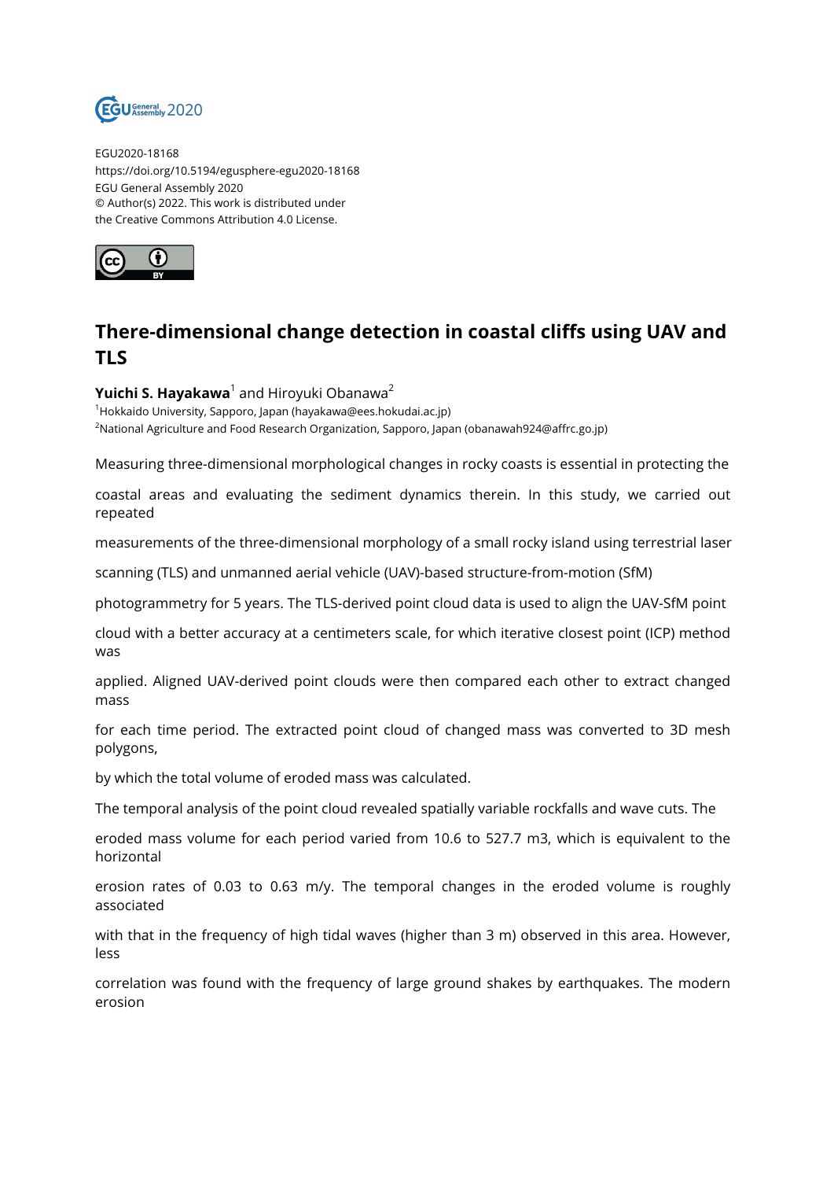EGU2020-18168
https://doi.org/10.5194/egusphere-egu2020-18168
EGU General Assembly 2020
© Author(s) 2022. This work is distributed under
the Creative Commons Attribution 4.0 License.

# There-dimensional change detection in coastal cliffs using UAV and TLS

**Yuichi S. Hayakawa**[1] and Hiroyuki Obanawa[2]

[1]Hokkaido University, Sapporo, Japan (hayakawa@ees.hokudai.ac.jp)
[2]National Agriculture and Food Research Organization, Sapporo, Japan (obanawah924@affrc.go.jp)

Measuring three-dimensional morphological changes in rocky coasts is essential in protecting the coastal areas and evaluating the sediment dynamics therein. In this study, we carried out repeated measurements of the three-dimensional morphology of a small rocky island using terrestrial laser scanning (TLS) and unmanned aerial vehicle (UAV)-based structure-from-motion (SfM) photogrammetry for 5 years. The TLS-derived point cloud data is used to align the UAV-SfM point cloud with a better accuracy at a centimeters scale, for which iterative closest point (ICP) method was applied. Aligned UAV-derived point clouds were then compared each other to extract changed mass for each time period. The extracted point cloud of changed mass was converted to 3D mesh polygons, by which the total volume of eroded mass was calculated.

The temporal analysis of the point cloud revealed spatially variable rockfalls and wave cuts. The eroded mass volume for each period varied from 10.6 to 527.7 m3, which is equivalent to the horizontal erosion rates of 0.03 to 0.63 m/y. The temporal changes in the eroded volume is roughly associated with that in the frequency of high tidal waves (higher than 3 m) observed in this area. However, less correlation was found with the frequency of large ground shakes by earthquakes. The modern erosion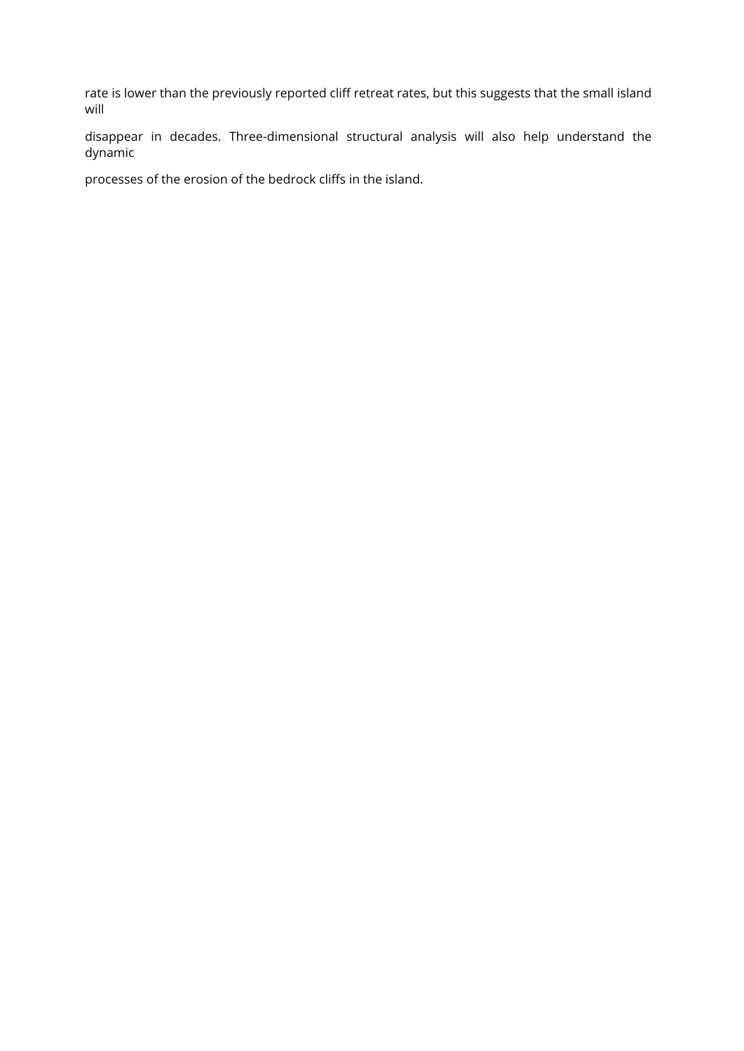rate is lower than the previously reported cliff retreat rates, but this suggests that the small island will disappear in decades. Three-dimensional structural analysis will also help understand the dynamic processes of the erosion of the bedrock cliffs in the island.